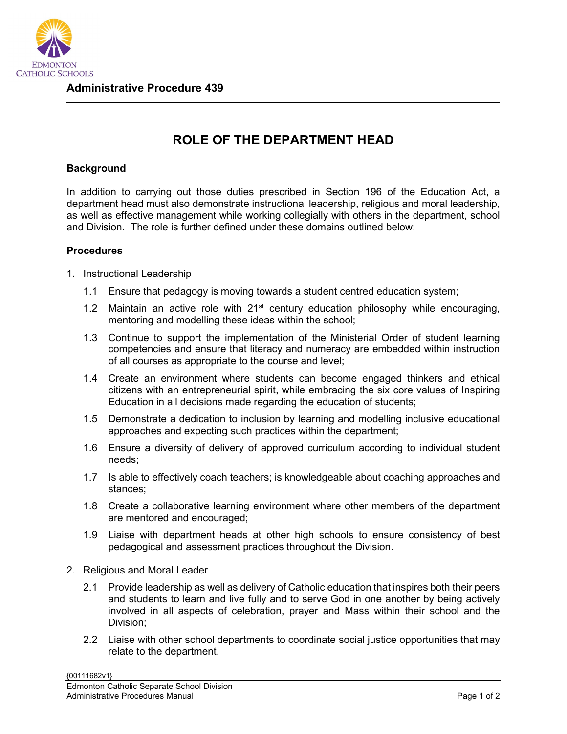**Administrative Procedure 439**

# ROLE OF THE DEPARTMENT HEAD

## Background

In addition to carrying out those duties prescribed in Section 196 of the Education Act, a department head must also demonstrate instructional leadership, religious and moral leadership, as well as effective management while working collegially with others in the department, school and Division. The role is further defined under these domains outlined below:

## Procedures

1. Instructional Leadership

   1.1 Ensure that pedagogy is moving towards a student centred education system;

   1.2 Maintain an active role with 21st century education philosophy while encouraging, mentoring and modelling these ideas within the school;

   1.3 Continue to support the implementation of the Ministerial Order of student learning competencies and ensure that literacy and numeracy are embedded within instruction of all courses as appropriate to the course and level;

   1.4 Create an environment where students can become engaged thinkers and ethical citizens with an entrepreneurial spirit, while embracing the six core values of Inspiring Education in all decisions made regarding the education of students;

   1.5 Demonstrate a dedication to inclusion by learning and modelling inclusive educational approaches and expecting such practices within the department;

   1.6 Ensure a diversity of delivery of approved curriculum according to individual student needs;

   1.7 Is able to effectively coach teachers; is knowledgeable about coaching approaches and stances;

   1.8 Create a collaborative learning environment where other members of the department are mentored and encouraged;

   1.9 Liaise with department heads at other high schools to ensure consistency of best pedagogical and assessment practices throughout the Division.

2. Religious and Moral Leader

   2.1 Provide leadership as well as delivery of Catholic education that inspires both their peers and students to learn and live fully and to serve God in one another by being actively involved in all aspects of celebration, prayer and Mass within their school and the Division;

   2.2 Liaise with other school departments to coordinate social justice opportunities that may relate to the department.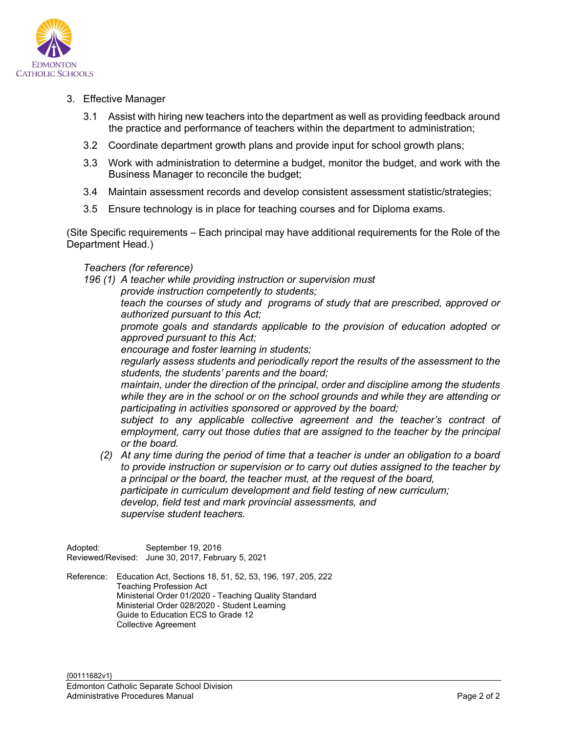3. Effective Manager

   3.1 Assist with hiring new teachers into the department as well as providing feedback around the practice and performance of teachers within the department to administration;

   3.2 Coordinate department growth plans and provide input for school growth plans;

   3.3 Work with administration to determine a budget, monitor the budget, and work with the Business Manager to reconcile the budget;

   3.4 Maintain assessment records and develop consistent assessment statistic/strategies;

   3.5 Ensure technology is in place for teaching courses and for Diploma exams.

(Site Specific requirements – Each principal may have additional requirements for the Role of the Department Head.)

*Teachers (for reference)*

*196 (1) A teacher while providing instruction or supervision must*
*provide instruction competently to students;*
*teach the courses of study and programs of study that are prescribed, approved or authorized pursuant to this Act;*
*promote goals and standards applicable to the provision of education adopted or approved pursuant to this Act;*
*encourage and foster learning in students;*
*regularly assess students and periodically report the results of the assessment to the students, the students' parents and the board;*
*maintain, under the direction of the principal, order and discipline among the students while they are in the school or on the school grounds and while they are attending or participating in activities sponsored or approved by the board;*
*subject to any applicable collective agreement and the teacher's contract of employment, carry out those duties that are assigned to the teacher by the principal or the board.*

*(2) At any time during the period of time that a teacher is under an obligation to a board to provide instruction or supervision or to carry out duties assigned to the teacher by a principal or the board, the teacher must, at the request of the board,*
*participate in curriculum development and field testing of new curriculum;*
*develop, field test and mark provincial assessments, and*
*supervise student teachers.*

Adopted: September 19, 2016
Reviewed/Revised: June 30, 2017, February 5, 2021

Reference: Education Act, Sections 18, 51, 52, 53, 196, 197, 205, 222
Teaching Profession Act
Ministerial Order 01/2020 - Teaching Quality Standard
Ministerial Order 028/2020 - Student Learning
Guide to Education ECS to Grade 12
Collective Agreement